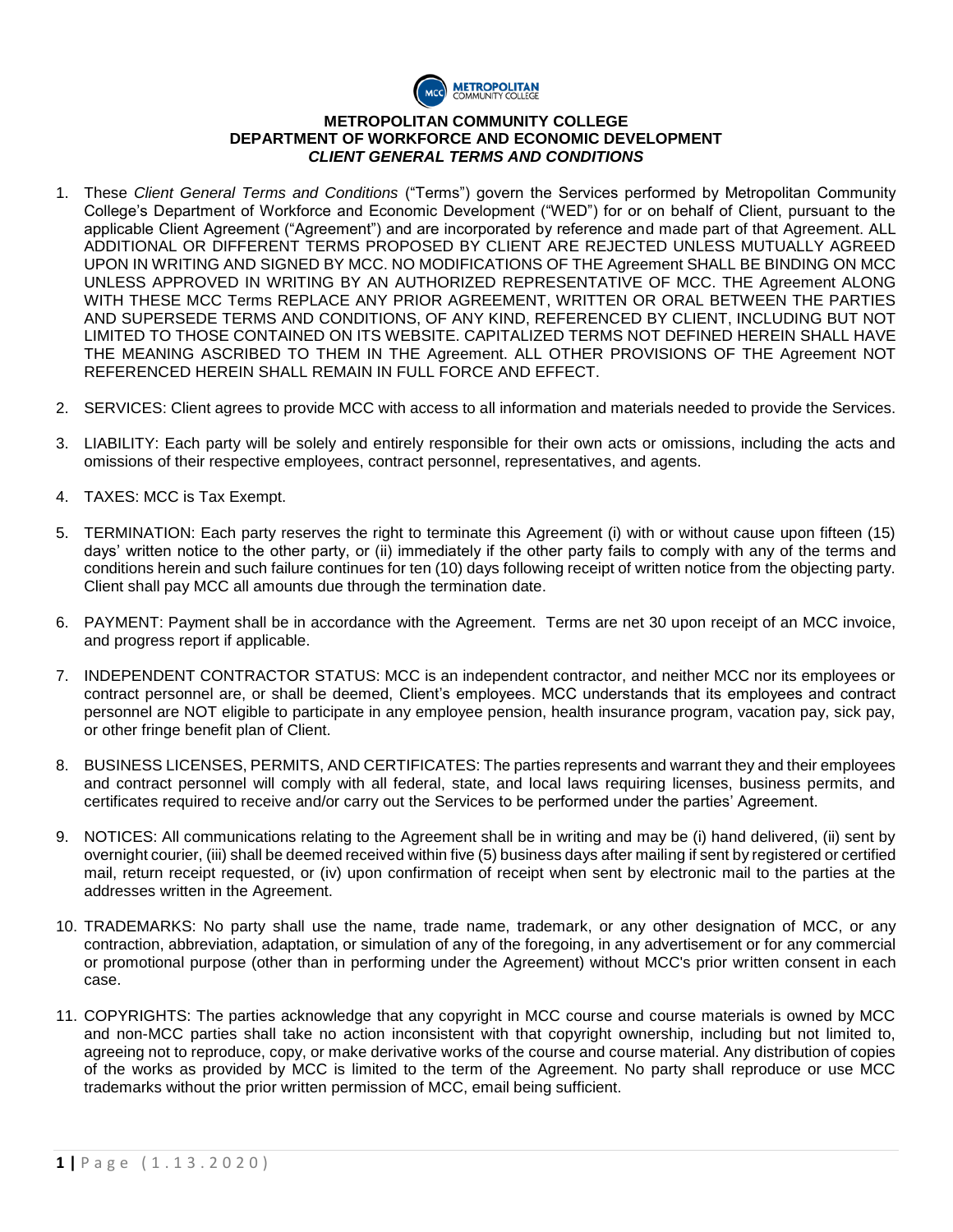**METROPOLITAN COMMUNITY COLLEGE**
**DEPARTMENT OF WORKFORCE AND ECONOMIC DEVELOPMENT**
***CLIENT GENERAL TERMS AND CONDITIONS***

1. These *Client General Terms and Conditions* ("Terms") govern the Services performed by Metropolitan Community College's Department of Workforce and Economic Development ("WED") for or on behalf of Client, pursuant to the applicable Client Agreement ("Agreement") and are incorporated by reference and made part of that Agreement. ALL ADDITIONAL OR DIFFERENT TERMS PROPOSED BY CLIENT ARE REJECTED UNLESS MUTUALLY AGREED UPON IN WRITING AND SIGNED BY MCC. NO MODIFICATIONS OF THE Agreement SHALL BE BINDING ON MCC UNLESS APPROVED IN WRITING BY AN AUTHORIZED REPRESENTATIVE OF MCC. THE Agreement ALONG WITH THESE MCC Terms REPLACE ANY PRIOR AGREEMENT, WRITTEN OR ORAL BETWEEN THE PARTIES AND SUPERSEDE TERMS AND CONDITIONS, OF ANY KIND, REFERENCED BY CLIENT, INCLUDING BUT NOT LIMITED TO THOSE CONTAINED ON ITS WEBSITE. CAPITALIZED TERMS NOT DEFINED HEREIN SHALL HAVE THE MEANING ASCRIBED TO THEM IN THE Agreement. ALL OTHER PROVISIONS OF THE Agreement NOT REFERENCED HEREIN SHALL REMAIN IN FULL FORCE AND EFFECT.

2. SERVICES: Client agrees to provide MCC with access to all information and materials needed to provide the Services.

3. LIABILITY: Each party will be solely and entirely responsible for their own acts or omissions, including the acts and omissions of their respective employees, contract personnel, representatives, and agents.

4. TAXES: MCC is Tax Exempt.

5. TERMINATION: Each party reserves the right to terminate this Agreement (i) with or without cause upon fifteen (15) days' written notice to the other party, or (ii) immediately if the other party fails to comply with any of the terms and conditions herein and such failure continues for ten (10) days following receipt of written notice from the objecting party. Client shall pay MCC all amounts due through the termination date.

6. PAYMENT: Payment shall be in accordance with the Agreement. Terms are net 30 upon receipt of an MCC invoice, and progress report if applicable.

7. INDEPENDENT CONTRACTOR STATUS: MCC is an independent contractor, and neither MCC nor its employees or contract personnel are, or shall be deemed, Client's employees. MCC understands that its employees and contract personnel are NOT eligible to participate in any employee pension, health insurance program, vacation pay, sick pay, or other fringe benefit plan of Client.

8. BUSINESS LICENSES, PERMITS, AND CERTIFICATES: The parties represents and warrant they and their employees and contract personnel will comply with all federal, state, and local laws requiring licenses, business permits, and certificates required to receive and/or carry out the Services to be performed under the parties' Agreement.

9. NOTICES: All communications relating to the Agreement shall be in writing and may be (i) hand delivered, (ii) sent by overnight courier, (iii) shall be deemed received within five (5) business days after mailing if sent by registered or certified mail, return receipt requested, or (iv) upon confirmation of receipt when sent by electronic mail to the parties at the addresses written in the Agreement.

10. TRADEMARKS: No party shall use the name, trade name, trademark, or any other designation of MCC, or any contraction, abbreviation, adaptation, or simulation of any of the foregoing, in any advertisement or for any commercial or promotional purpose (other than in performing under the Agreement) without MCC's prior written consent in each case.

11. COPYRIGHTS: The parties acknowledge that any copyright in MCC course and course materials is owned by MCC and non-MCC parties shall take no action inconsistent with that copyright ownership, including but not limited to, agreeing not to reproduce, copy, or make derivative works of the course and course material. Any distribution of copies of the works as provided by MCC is limited to the term of the Agreement. No party shall reproduce or use MCC trademarks without the prior written permission of MCC, email being sufficient.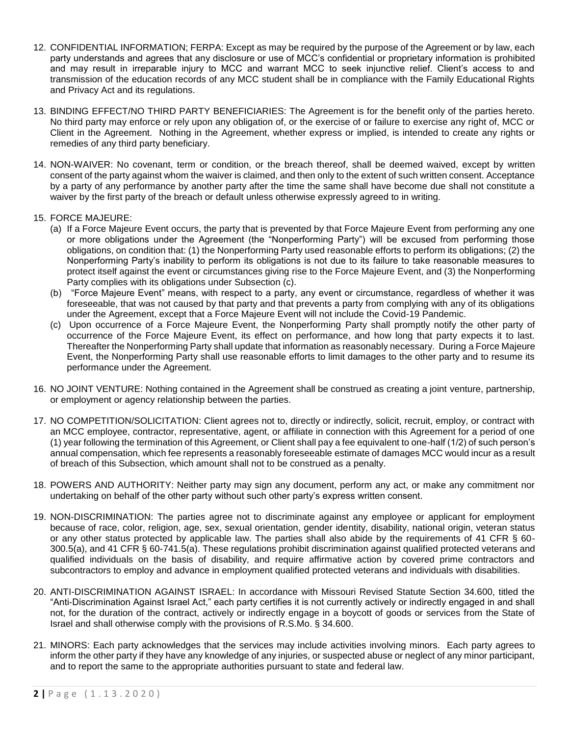12. CONFIDENTIAL INFORMATION; FERPA: Except as may be required by the purpose of the Agreement or by law, each party understands and agrees that any disclosure or use of MCC's confidential or proprietary information is prohibited and may result in irreparable injury to MCC and warrant MCC to seek injunctive relief. Client's access to and transmission of the education records of any MCC student shall be in compliance with the Family Educational Rights and Privacy Act and its regulations.

13. BINDING EFFECT/NO THIRD PARTY BENEFICIARIES: The Agreement is for the benefit only of the parties hereto. No third party may enforce or rely upon any obligation of, or the exercise of or failure to exercise any right of, MCC or Client in the Agreement. Nothing in the Agreement, whether express or implied, is intended to create any rights or remedies of any third party beneficiary.

14. NON-WAIVER: No covenant, term or condition, or the breach thereof, shall be deemed waived, except by written consent of the party against whom the waiver is claimed, and then only to the extent of such written consent. Acceptance by a party of any performance by another party after the time the same shall have become due shall not constitute a waiver by the first party of the breach or default unless otherwise expressly agreed to in writing.

15. FORCE MAJEURE:
    (a) If a Force Majeure Event occurs, the party that is prevented by that Force Majeure Event from performing any one or more obligations under the Agreement (the "Nonperforming Party") will be excused from performing those obligations, on condition that: (1) the Nonperforming Party used reasonable efforts to perform its obligations; (2) the Nonperforming Party's inability to perform its obligations is not due to its failure to take reasonable measures to protect itself against the event or circumstances giving rise to the Force Majeure Event, and (3) the Nonperforming Party complies with its obligations under Subsection (c).
    (b) "Force Majeure Event" means, with respect to a party, any event or circumstance, regardless of whether it was foreseeable, that was not caused by that party and that prevents a party from complying with any of its obligations under the Agreement, except that a Force Majeure Event will not include the Covid-19 Pandemic.
    (c) Upon occurrence of a Force Majeure Event, the Nonperforming Party shall promptly notify the other party of occurrence of the Force Majeure Event, its effect on performance, and how long that party expects it to last. Thereafter the Nonperforming Party shall update that information as reasonably necessary. During a Force Majeure Event, the Nonperforming Party shall use reasonable efforts to limit damages to the other party and to resume its performance under the Agreement.

16. NO JOINT VENTURE: Nothing contained in the Agreement shall be construed as creating a joint venture, partnership, or employment or agency relationship between the parties.

17. NO COMPETITION/SOLICITATION: Client agrees not to, directly or indirectly, solicit, recruit, employ, or contract with an MCC employee, contractor, representative, agent, or affiliate in connection with this Agreement for a period of one (1) year following the termination of this Agreement, or Client shall pay a fee equivalent to one-half (1/2) of such person's annual compensation, which fee represents a reasonably foreseeable estimate of damages MCC would incur as a result of breach of this Subsection, which amount shall not to be construed as a penalty.

18. POWERS AND AUTHORITY: Neither party may sign any document, perform any act, or make any commitment nor undertaking on behalf of the other party without such other party's express written consent.

19. NON-DISCRIMINATION: The parties agree not to discriminate against any employee or applicant for employment because of race, color, religion, age, sex, sexual orientation, gender identity, disability, national origin, veteran status or any other status protected by applicable law. The parties shall also abide by the requirements of 41 CFR § 60-300.5(a), and 41 CFR § 60-741.5(a). These regulations prohibit discrimination against qualified protected veterans and qualified individuals on the basis of disability, and require affirmative action by covered prime contractors and subcontractors to employ and advance in employment qualified protected veterans and individuals with disabilities.

20. ANTI-DISCRIMINATION AGAINST ISRAEL: In accordance with Missouri Revised Statute Section 34.600, titled the "Anti-Discrimination Against Israel Act," each party certifies it is not currently actively or indirectly engaged in and shall not, for the duration of the contract, actively or indirectly engage in a boycott of goods or services from the State of Israel and shall otherwise comply with the provisions of R.S.Mo. § 34.600.

21. MINORS: Each party acknowledges that the services may include activities involving minors. Each party agrees to inform the other party if they have any knowledge of any injuries, or suspected abuse or neglect of any minor participant, and to report the same to the appropriate authorities pursuant to state and federal law.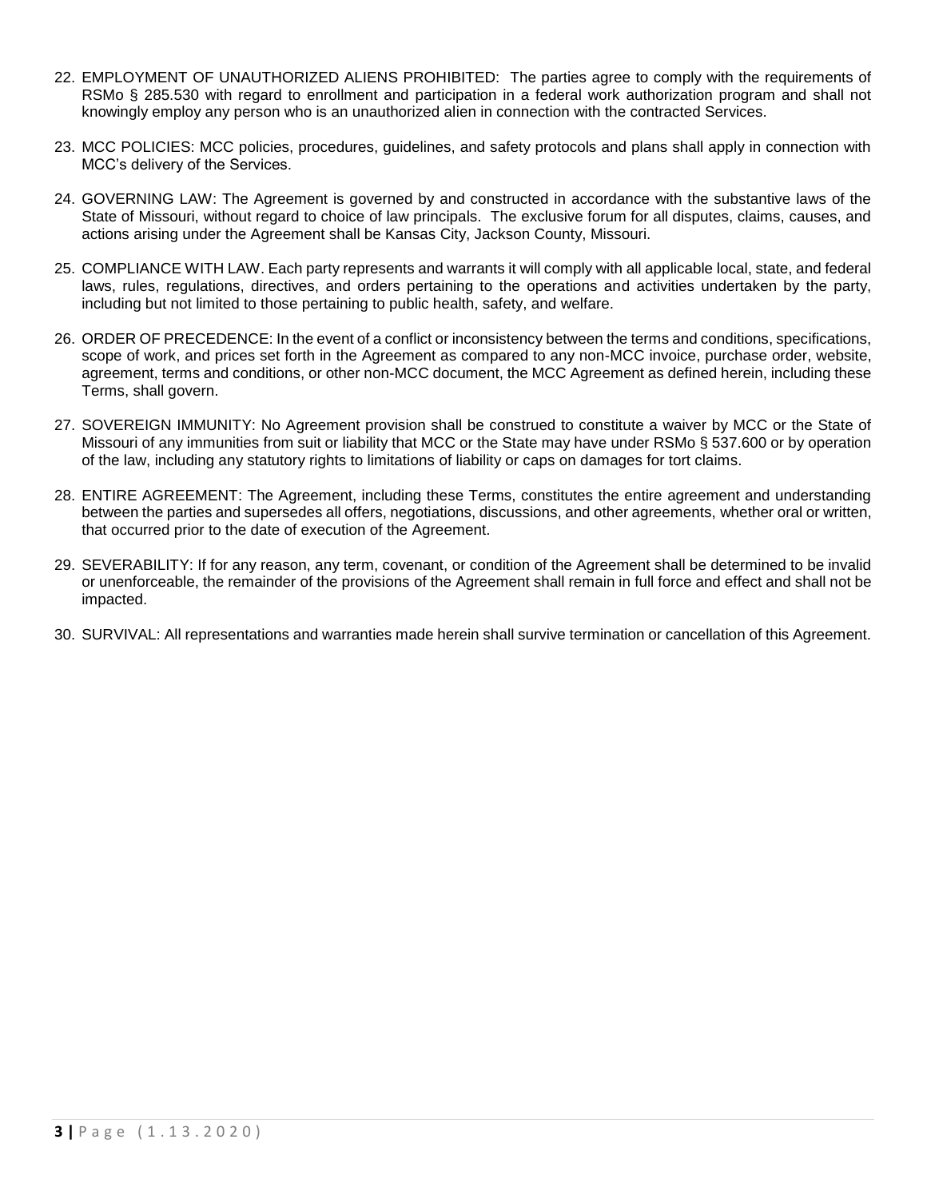22. EMPLOYMENT OF UNAUTHORIZED ALIENS PROHIBITED: The parties agree to comply with the requirements of RSMo § 285.530 with regard to enrollment and participation in a federal work authorization program and shall not knowingly employ any person who is an unauthorized alien in connection with the contracted Services.

23. MCC POLICIES: MCC policies, procedures, guidelines, and safety protocols and plans shall apply in connection with MCC's delivery of the Services.

24. GOVERNING LAW: The Agreement is governed by and constructed in accordance with the substantive laws of the State of Missouri, without regard to choice of law principals. The exclusive forum for all disputes, claims, causes, and actions arising under the Agreement shall be Kansas City, Jackson County, Missouri.

25. COMPLIANCE WITH LAW. Each party represents and warrants it will comply with all applicable local, state, and federal laws, rules, regulations, directives, and orders pertaining to the operations and activities undertaken by the party, including but not limited to those pertaining to public health, safety, and welfare.

26. ORDER OF PRECEDENCE: In the event of a conflict or inconsistency between the terms and conditions, specifications, scope of work, and prices set forth in the Agreement as compared to any non-MCC invoice, purchase order, website, agreement, terms and conditions, or other non-MCC document, the MCC Agreement as defined herein, including these Terms, shall govern.

27. SOVEREIGN IMMUNITY: No Agreement provision shall be construed to constitute a waiver by MCC or the State of Missouri of any immunities from suit or liability that MCC or the State may have under RSMo § 537.600 or by operation of the law, including any statutory rights to limitations of liability or caps on damages for tort claims.

28. ENTIRE AGREEMENT: The Agreement, including these Terms, constitutes the entire agreement and understanding between the parties and supersedes all offers, negotiations, discussions, and other agreements, whether oral or written, that occurred prior to the date of execution of the Agreement.

29. SEVERABILITY: If for any reason, any term, covenant, or condition of the Agreement shall be determined to be invalid or unenforceable, the remainder of the provisions of the Agreement shall remain in full force and effect and shall not be impacted.

30. SURVIVAL: All representations and warranties made herein shall survive termination or cancellation of this Agreement.